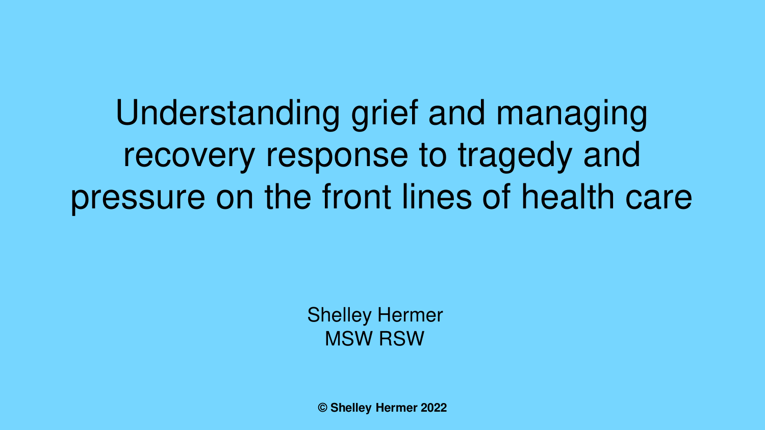# Understanding grief and managing recovery response to tragedy and pressure on the front lines of health care

Shelley Hermer
MSW RSW

**© Shelley Hermer 2022**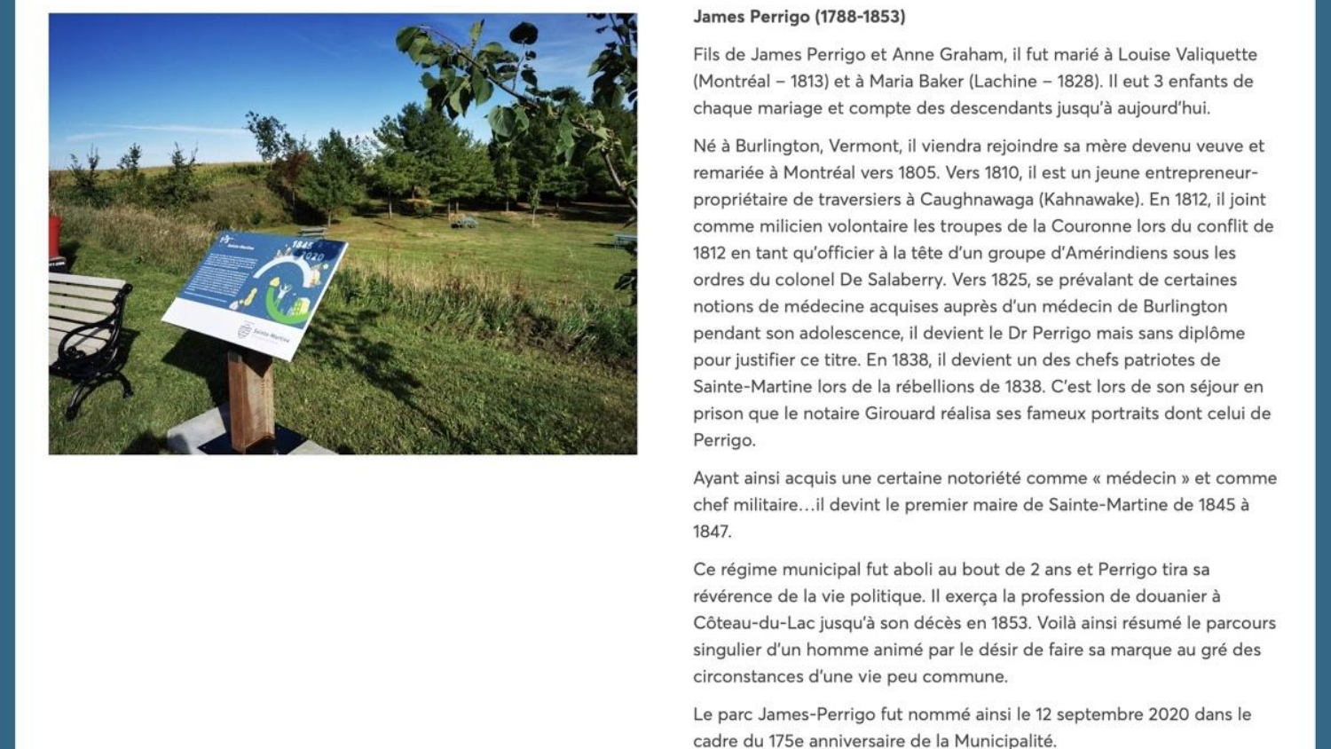**James Perrigo (1788-1853)**

Fils de James Perrigo et Anne Graham, il fut marié à Louise Valiquette (Montréal – 1813) et à Maria Baker (Lachine – 1828). Il eut 3 enfants de chaque mariage et compte des descendants jusqu'à aujourd'hui.

Né à Burlington, Vermont, il viendra rejoindre sa mère devenu veuve et remariée à Montréal vers 1805. Vers 1810, il est un jeune entrepreneur-propriétaire de traversiers à Caughnawaga (Kahnawake). En 1812, il joint comme milicien volontaire les troupes de la Couronne lors du conflit de 1812 en tant qu'officier à la tête d'un groupe d'Amérindiens sous les ordres du colonel De Salaberry. Vers 1825, se prévalant de certaines notions de médecine acquises auprès d'un médecin de Burlington pendant son adolescence, il devient le Dr Perrigo mais sans diplôme pour justifier ce titre. En 1838, il devient un des chefs patriotes de Sainte-Martine lors de la rébellions de 1838. C'est lors de son séjour en prison que le notaire Girouard réalisa ses fameux portraits dont celui de Perrigo.

Ayant ainsi acquis une certaine notoriété comme « médecin » et comme chef militaire…il devint le premier maire de Sainte-Martine de 1845 à 1847.

Ce régime municipal fut aboli au bout de 2 ans et Perrigo tira sa révérence de la vie politique. Il exerça la profession de douanier à Côteau-du-Lac jusqu'à son décès en 1853. Voilà ainsi résumé le parcours singulier d'un homme animé par le désir de faire sa marque au gré des circonstances d'une vie peu commune.

Le parc James-Perrigo fut nommé ainsi le 12 septembre 2020 dans le cadre du 175e anniversaire de la Municipalité.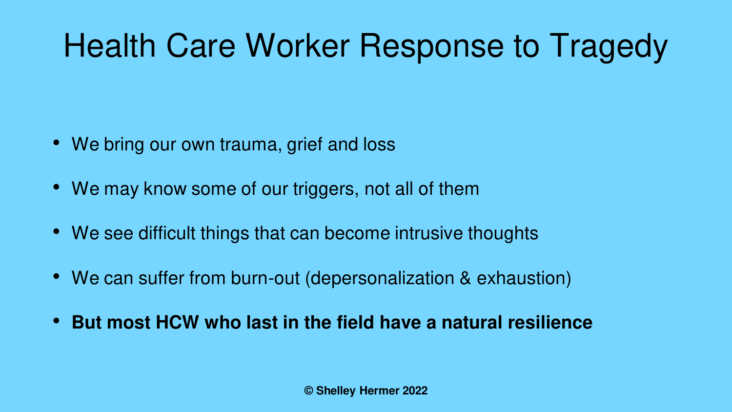# Health Care Worker Response to Tragedy

- We bring our own trauma, grief and loss
- We may know some of our triggers, not all of them
- We see difficult things that can become intrusive thoughts
- We can suffer from burn-out (depersonalization & exhaustion)
- **But most HCW who last in the field have a natural resilience**

**© Shelley Hermer 2022**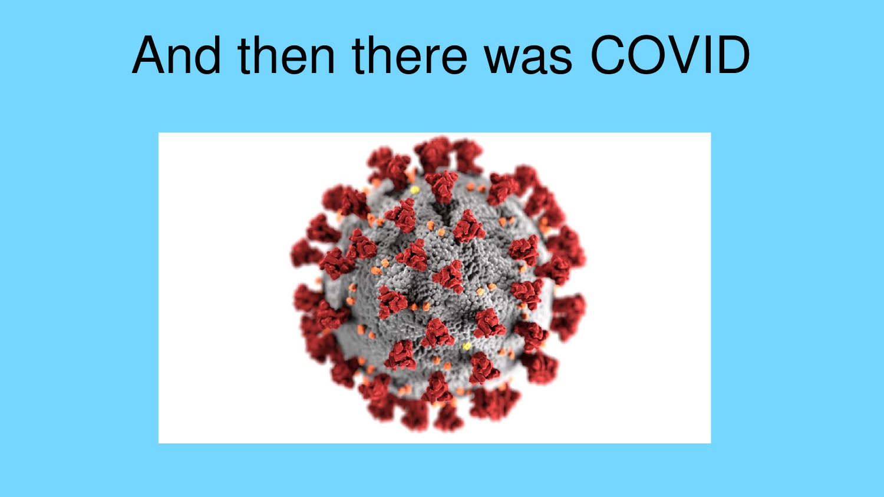# And then there was COVID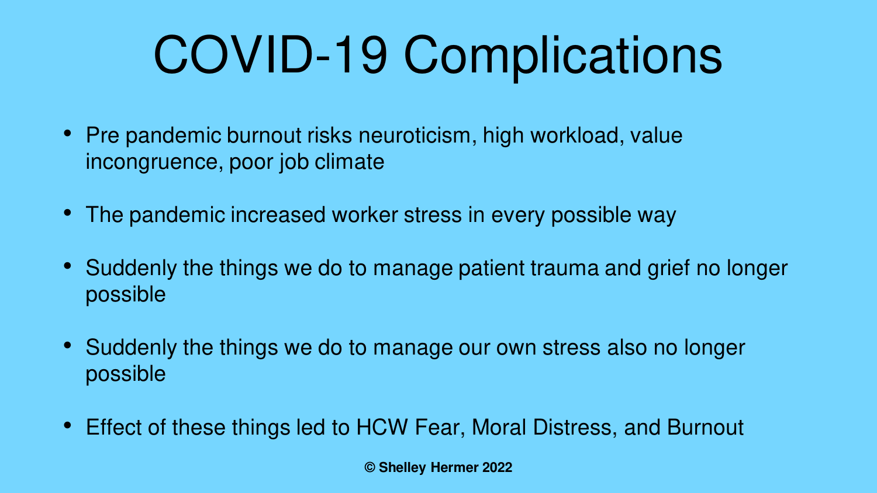# COVID-19 Complications

- Pre pandemic burnout risks neuroticism, high workload, value incongruence, poor job climate
- The pandemic increased worker stress in every possible way
- Suddenly the things we do to manage patient trauma and grief no longer possible
- Suddenly the things we do to manage our own stress also no longer possible
- Effect of these things led to HCW Fear, Moral Distress, and Burnout

**© Shelley Hermer 2022**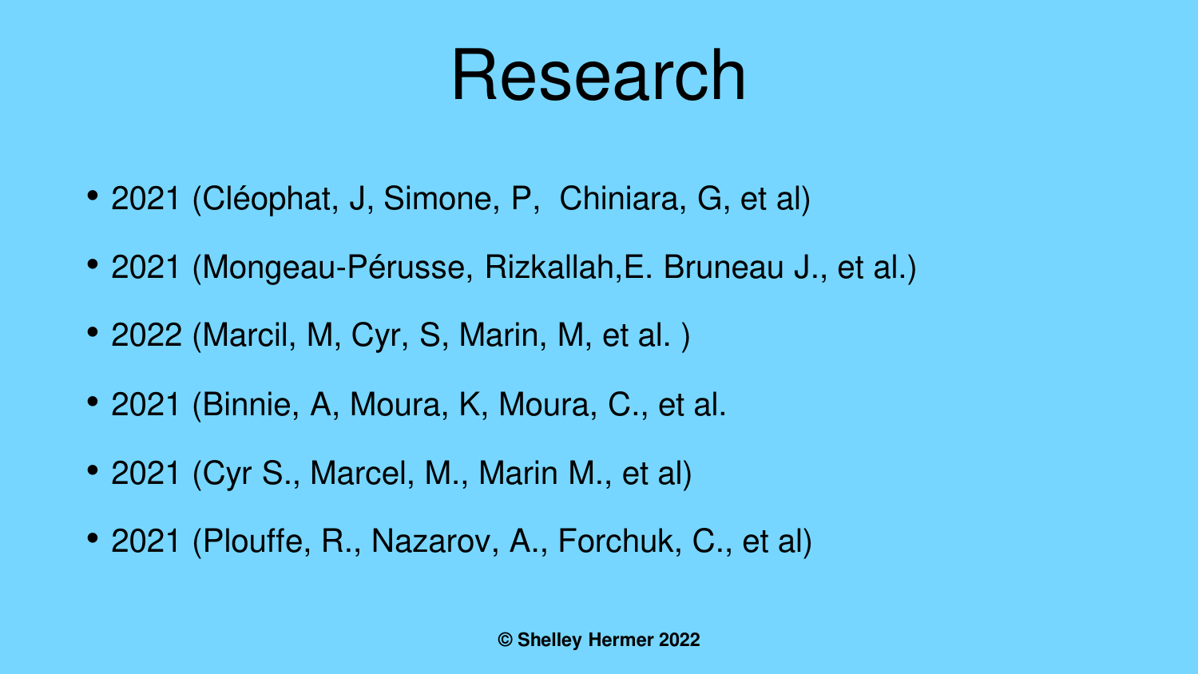# Research

- 2021 (Cléophat, J, Simone, P,  Chiniara, G, et al)
- 2021 (Mongeau-Pérusse, Rizkallah,E. Bruneau J., et al.)
- 2022 (Marcil, M, Cyr, S, Marin, M, et al. )
- 2021 (Binnie, A, Moura, K, Moura, C., et al.
- 2021 (Cyr S., Marcel, M., Marin M., et al)
- 2021 (Plouffe, R., Nazarov, A., Forchuk, C., et al)

**© Shelley Hermer 2022**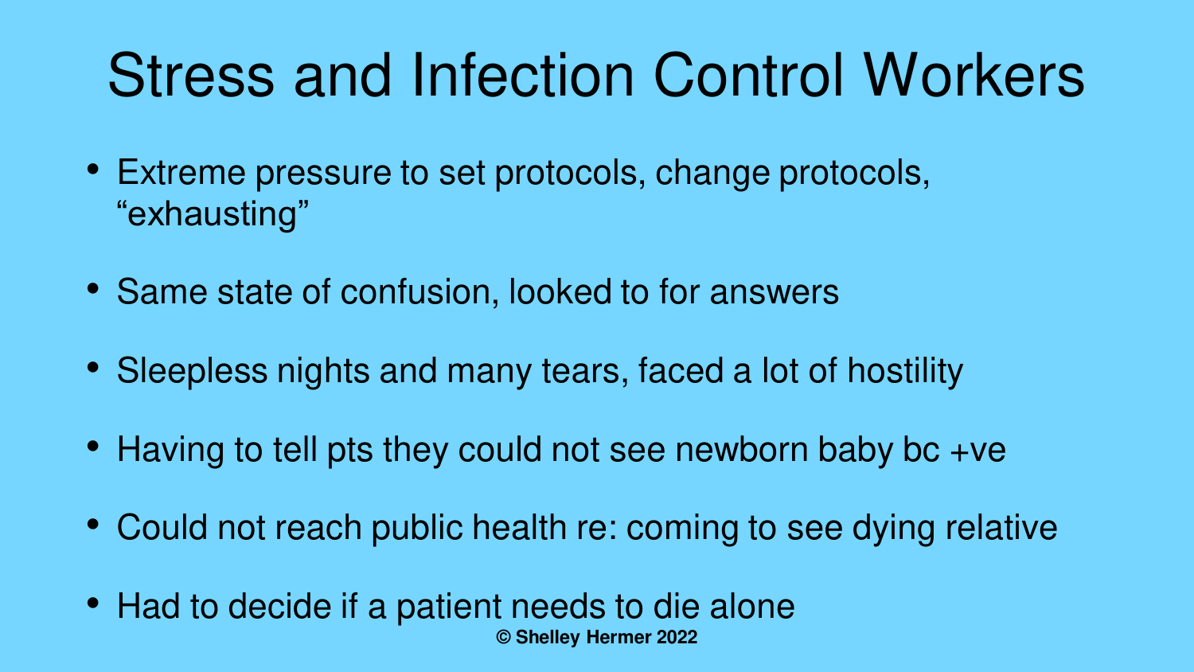# Stress and Infection Control Workers

- Extreme pressure to set protocols, change protocols, "exhausting"
- Same state of confusion, looked to for answers
- Sleepless nights and many tears, faced a lot of hostility
- Having to tell pts they could not see newborn baby bc +ve
- Could not reach public health re: coming to see dying relative
- Had to decide if a patient needs to die alone

**© Shelley Hermer 2022**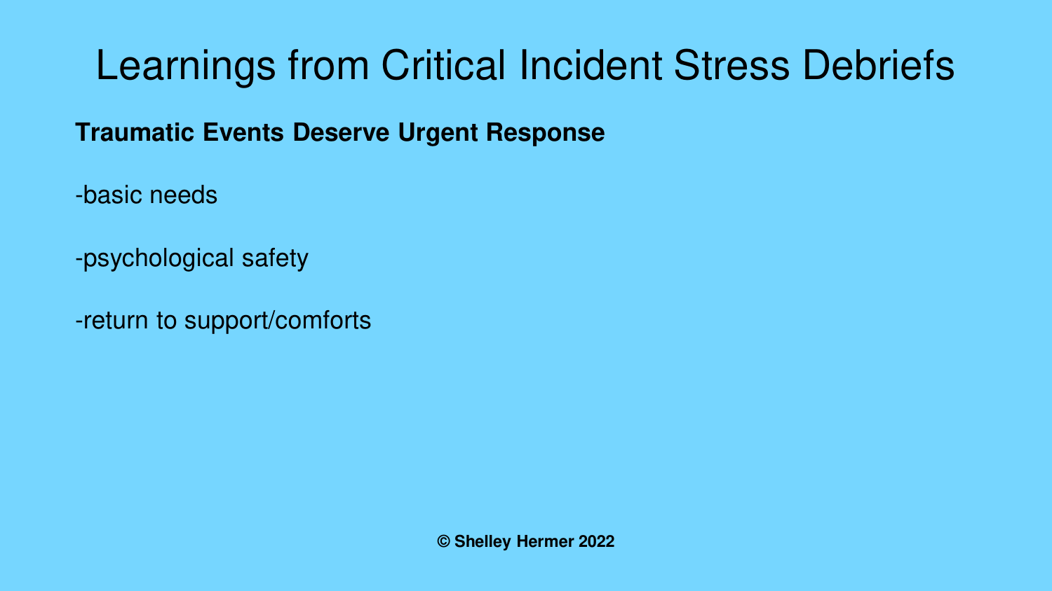# Learnings from Critical Incident Stress Debriefs

**Traumatic Events Deserve Urgent Response**

-basic needs

-psychological safety

-return to support/comforts

**© Shelley Hermer 2022**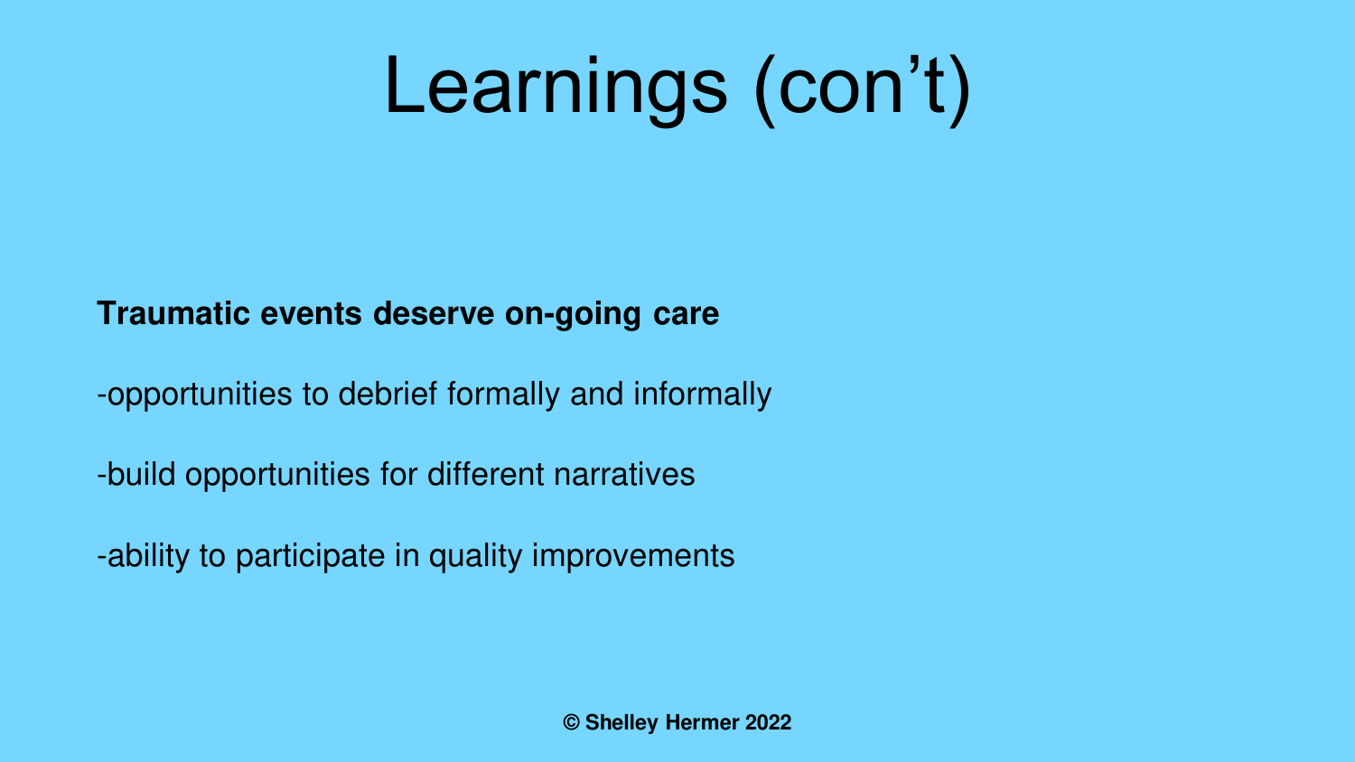# Learnings (con't)

**Traumatic events deserve on-going care**

-opportunities to debrief formally and informally

-build opportunities for different narratives

-ability to participate in quality improvements

**© Shelley Hermer 2022**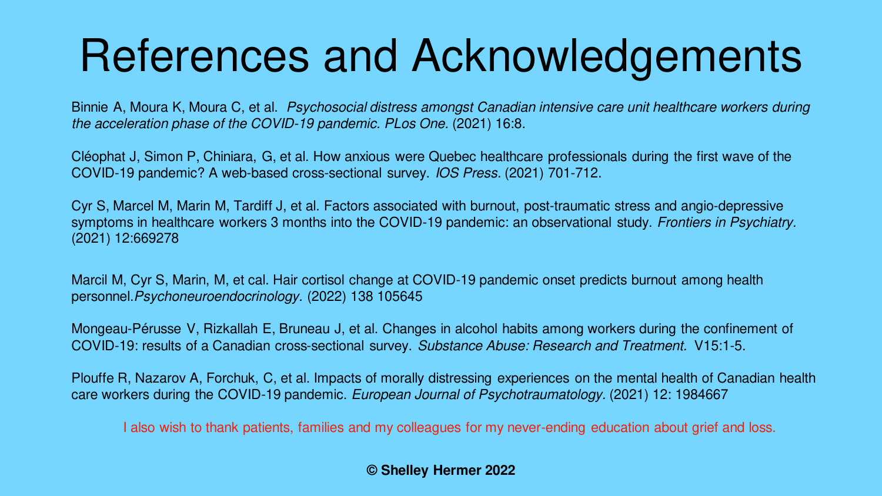# References and Acknowledgements

Binnie A, Moura K, Moura C, et al. *Psychosocial distress amongst Canadian intensive care unit healthcare workers during the acceleration phase of the COVID-19 pandemic. PLos One.* (2021) 16:8.

Cléophat J, Simon P, Chiniara, G, et al. How anxious were Quebec healthcare professionals during the first wave of the COVID-19 pandemic? A web-based cross-sectional survey. *IOS Press.* (2021) 701-712.

Cyr S, Marcel M, Marin M, Tardiff J, et al. Factors associated with burnout, post-traumatic stress and angio-depressive symptoms in healthcare workers 3 months into the COVID-19 pandemic: an observational study. *Frontiers in Psychiatry.* (2021) 12:669278

Marcil M, Cyr S, Marin, M, et cal. Hair cortisol change at COVID-19 pandemic onset predicts burnout among health personnel.*Psychoneuroendocrinology.* (2022) 138 105645

Mongeau-Pérusse V, Rizkallah E, Bruneau J, et al. Changes in alcohol habits among workers during the confinement of COVID-19: results of a Canadian cross-sectional survey. *Substance Abuse: Research and Treatment.* V15:1-5.

Plouffe R, Nazarov A, Forchuk, C, et al. Impacts of morally distressing experiences on the mental health of Canadian health care workers during the COVID-19 pandemic. *European Journal of Psychotraumatology.* (2021) 12: 1984667

I also wish to thank patients, families and my colleagues for my never-ending education about grief and loss.

**© Shelley Hermer 2022**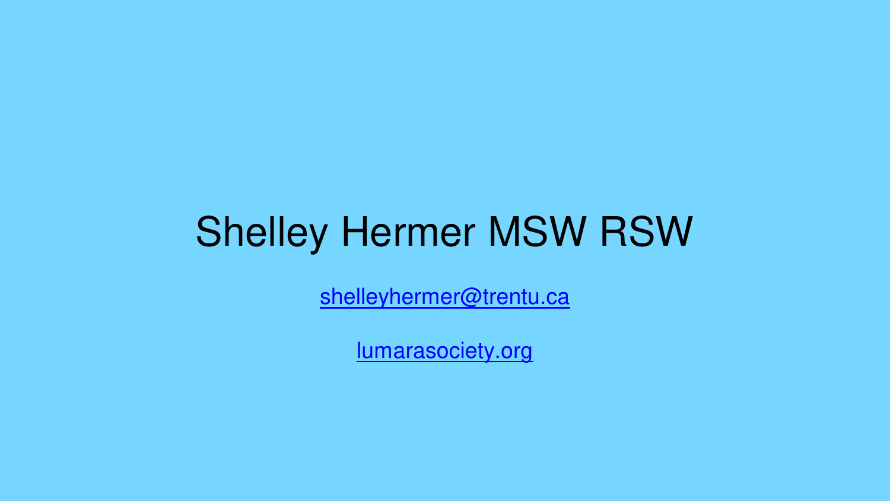# Shelley Hermer MSW RSW

shelleyhermer@trentu.ca

lumarasociety.org